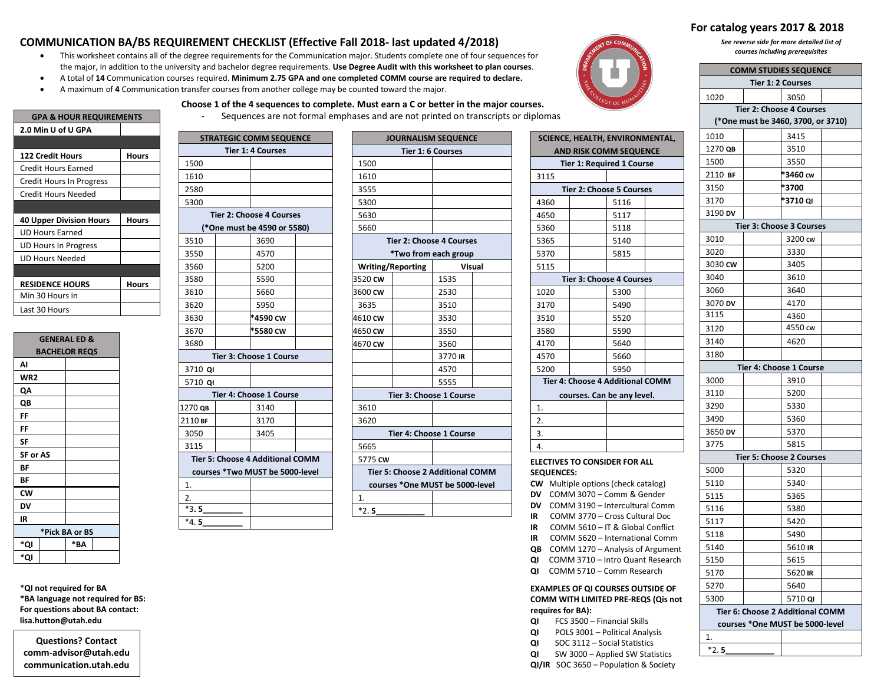For catalog years 2017 & 2018

*See reverse side for more detailed list of courses including prerequisites*

# COMMUNICATION BA/BS REQUIREMENT CHECKLIST (Effective Fall 2018- last updated 4/2018)

- This worksheet contains all of the degree requirements for the Communication major. Students complete one of four sequences for the major, in addition to the university and bachelor degree requirements. **Use Degree Audit with this worksheet to plan courses**.
- A total of **14** Communication courses required. **Minimum 2.75 GPA and one completed COMM course are required to declare.**
- A maximum of **4** Communication transfer courses from another college may be counted toward the major.

| GPA & HOUR REQUIREMENTS | |
|---|---|
| **2.0 Min U of U GPA** | |
| | |
| **122 Credit Hours** | **Hours** |
| Credit Hours Earned | |
| Credit Hours In Progress | |
| Credit Hours Needed | |
| | |
| **40 Upper Division Hours** | **Hours** |
| UD Hours Earned | |
| UD Hours In Progress | |
| UD Hours Needed | |
| | |
| **RESIDENCE HOURS** | **Hours** |
| Min 30 Hours in | |
| Last 30 Hours | |

| GENERAL ED & BACHELOR REQS | | | |
|---|---|---|---|
| AI | | | |
| WR2 | | | |
| QA | | | |
| QB | | | |
| FF | | | |
| FF | | | |
| SF | | | |
| SF or AS | | | |
| BF | | | |
| BF | | | |
| CW | | | |
| DV | | | |
| IR | | | |
| *Pick BA or BS | | | |
| *QI | | *BA | |
| *QI | | | |

**\*QI not required for BA**
**\*BA language not required for BS:**
**For questions about BA contact: lisa.hutton@utah.edu**

**Questions? Contact**
**comm-advisor@utah.edu**
**communication.utah.edu**

**Choose 1 of the 4 sequences to complete. Must earn a C or better in the major courses.**
- Sequences are not formal emphases and are not printed on transcripts or diplomas

| STRATEGIC COMM SEQUENCE | | | |
|---|---|---|---|
| Tier 1: 4 Courses | | | |
| 1500 | | | |
| 1610 | | | |
| 2580 | | | |
| 5300 | | | |
| Tier 2: Choose 4 Courses (*One must be 4590 or 5580) | | | |
| 3510 | | 3690 | |
| 3550 | | 4570 | |
| 3560 | | 5200 | |
| 3580 | | 5590 | |
| 3610 | | 5660 | |
| 3620 | | 5950 | |
| 3630 | | *4590 CW | |
| 3670 | | *5580 CW | |
| 3680 | | | |
| Tier 3: Choose 1 Course | | | |
| 3710 QI | | | |
| 5710 QI | | | |
| Tier 4: Choose 1 Course | | | |
| 1270 QB | | 3140 | |
| 2110 BF | | 3170 | |
| 3050 | | 3405 | |
| 3115 | | | |
| Tier 5: Choose 4 Additional COMM courses *Two MUST be 5000-level | | | |
| 1. | | | |
| 2. | | | |
| *3. 5_________ | | | |
| *4. 5_________ | | | |

| JOURNALISM SEQUENCE | | | |
|---|---|---|---|
| Tier 1: 6 Courses | | | |
| 1500 | | | |
| 1610 | | | |
| 3555 | | | |
| 5300 | | | |
| 5630 | | | |
| 5660 | | | |
| Tier 2: Choose 4 Courses *Two from each group | | | |
| Writing/Reporting | | Visual | |
| 3520 CW | | 1535 | |
| 3600 CW | | 2530 | |
| 3635 | | 3510 | |
| 4610 CW | | 3530 | |
| 4650 CW | | 3550 | |
| 4670 CW | | 3560 | |
| | | 3770 IR | |
| | | 4570 | |
| | | 5555 | |
| Tier 3: Choose 1 Course | | | |
| 3610 | | | |
| 3620 | | | |
| Tier 4: Choose 1 Course | | | |
| 5665 | | | |
| 5775 CW | | | |
| Tier 5: Choose 2 Additional COMM courses *One MUST be 5000-level | | | |
| 1. | | | |
| *2. 5___________ | | | |

| SCIENCE, HEALTH, ENVIRONMENTAL, AND RISK COMM SEQUENCE | | | |
|---|---|---|---|
| Tier 1: Required 1 Course | | | |
| 3115 | | | |
| Tier 2: Choose 5 Courses | | | |
| 4360 | | 5116 | |
| 4650 | | 5117 | |
| 5360 | | 5118 | |
| 5365 | | 5140 | |
| 5370 | | 5815 | |
| 5115 | | | |
| Tier 3: Choose 4 Courses | | | |
| 1020 | | 5300 | |
| 3170 | | 5490 | |
| 3510 | | 5520 | |
| 3580 | | 5590 | |
| 4170 | | 5640 | |
| 4570 | | 5660 | |
| 5200 | | 5950 | |
| Tier 4: Choose 4 Additional COMM courses. Can be any level. | | | |
| 1. | | | |
| 2. | | | |
| 3. | | | |
| 4. | | | |

**ELECTIVES TO CONSIDER FOR ALL SEQUENCES:**

- **CW** Multiple options (check catalog)
- **DV** COMM 3070 – Comm & Gender
- **DV** COMM 3190 – Intercultural Comm
- **IR** COMM 3770 – Cross Cultural Doc
- **IR** COMM 5610 – IT & Global Conflict
- **IR** COMM 5620 – International Comm
- **QB** COMM 1270 – Analysis of Argument
- **QI** COMM 3710 – Intro Quant Research
- **QI** COMM 5710 – Comm Research

**EXAMPLES OF QI COURSES OUTSIDE OF COMM WITH LIMITED PRE-REQS (QIs not requires for BA):**

- **QI** FCS 3500 – Financial Skills
- **QI** POLS 3001 – Political Analysis
- **QI** SOC 3112 – Social Statistics
- **QI** SW 3000 – Applied SW Statistics
- **QI/IR** SOC 3650 – Population & Society

| COMM STUDIES SEQUENCE | | | |
|---|---|---|---|
| Tier 1: 2 Courses | | | |
| 1020 | | 3050 | |
| Tier 2: Choose 4 Courses (*One must be 3460, 3700, or 3710) | | | |
| 1010 | | 3415 | |
| 1270 QB | | 3510 | |
| 1500 | | 3550 | |
| 2110 BF | | *3460 CW | |
| 3150 | | *3700 | |
| 3170 | | *3710 QI | |
| 3190 DV | | | |
| Tier 3: Choose 3 Courses | | | |
| 3010 | | 3200 CW | |
| 3020 | | 3330 | |
| 3030 CW | | 3405 | |
| 3040 | | 3610 | |
| 3060 | | 3640 | |
| 3070 DV | | 4170 | |
| 3115 | | 4360 | |
| 3120 | | 4550 CW | |
| 3140 | | 4620 | |
| 3180 | | | |
| Tier 4: Choose 1 Course | | | |
| 3000 | | 3910 | |
| 3110 | | 5200 | |
| 3290 | | 5330 | |
| 3490 | | 5360 | |
| 3650 DV | | 5370 | |
| 3775 | | 5815 | |
| Tier 5: Choose 2 Courses | | | |
| 5000 | | 5320 | |
| 5110 | | 5340 | |
| 5115 | | 5365 | |
| 5116 | | 5380 | |
| 5117 | | 5420 | |
| 5118 | | 5490 | |
| 5140 | | 5610 IR | |
| 5150 | | 5615 | |
| 5170 | | 5620 IR | |
| 5270 | | 5640 | |
| 5300 | | 5710 QI | |
| Tier 6: Choose 2 Additional COMM courses *One MUST be 5000-level | | | |
| 1. | | | |
| *2. 5___________ | | | |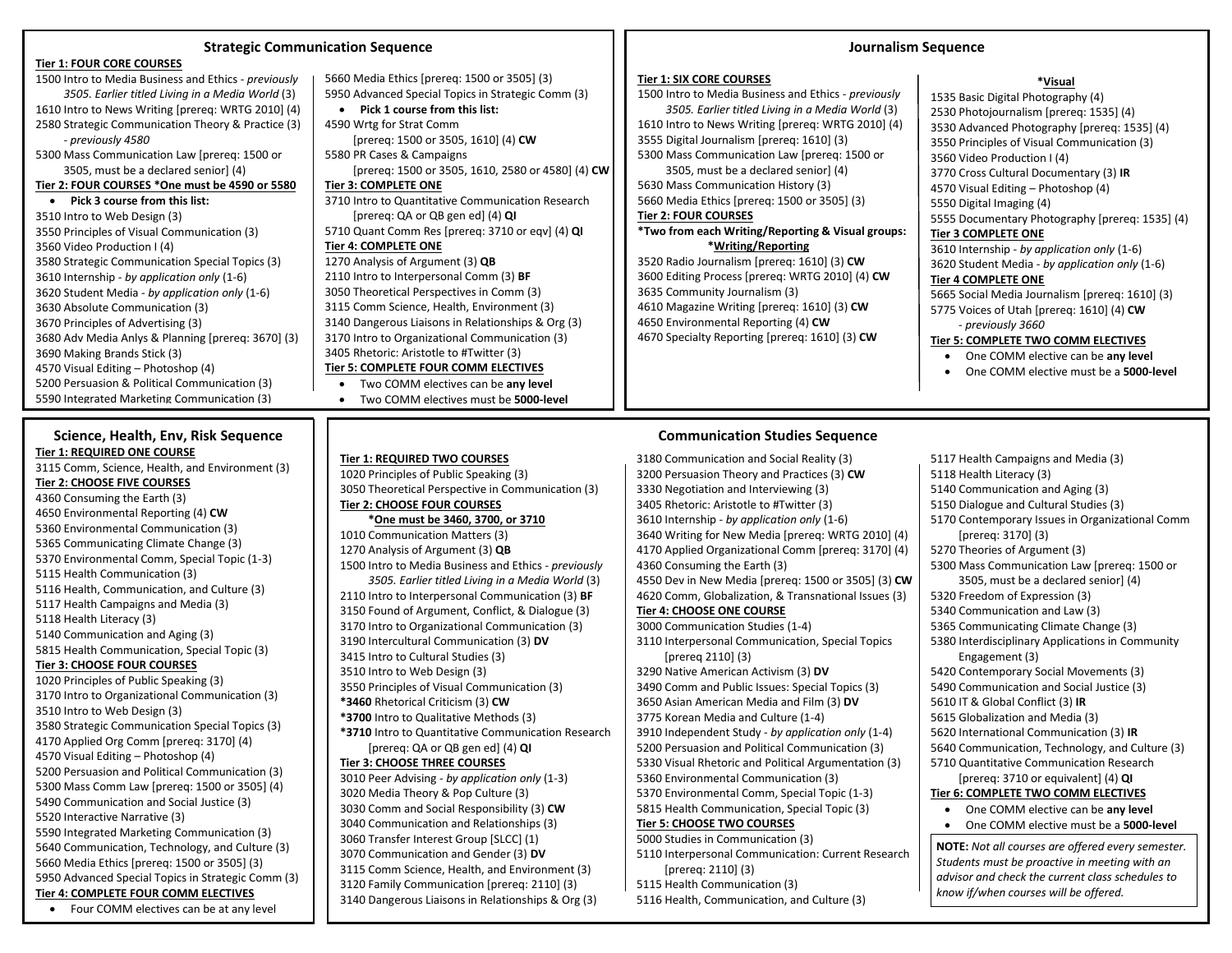## Strategic Communication Sequence

**Tier 1: FOUR CORE COURSES**

1500 Intro to Media Business and Ethics - *previously 3505. Earlier titled Living in a Media World* (3)
1610 Intro to News Writing [prereq: WRTG 2010] (4)
2580 Strategic Communication Theory & Practice (3) *- previously 4580*
5300 Mass Communication Law [prereq: 1500 or 3505, must be a declared senior] (4)

**Tier 2: FOUR COURSES *One must be 4590 or 5580**

- **Pick 3 course from this list:**

3510 Intro to Web Design (3)
3550 Principles of Visual Communication (3)
3560 Video Production I (4)
3580 Strategic Communication Special Topics (3)
3610 Internship - *by application only* (1-6)
3620 Student Media - *by application only* (1-6)
3630 Absolute Communication (3)
3670 Principles of Advertising (3)
3680 Adv Media Anlys & Planning [prereq: 3670] (3)
3690 Making Brands Stick (3)
4570 Visual Editing – Photoshop (4)
5200 Persuasion & Political Communication (3)
5590 Integrated Marketing Communication (3)
5660 Media Ethics [prereq: 1500 or 3505] (3)
5950 Advanced Special Topics in Strategic Comm (3)

- **Pick 1 course from this list:**

4590 Wrtg for Strat Comm [prereq: 1500 or 3505, 1610] (4) **CW**
5580 PR Cases & Campaigns [prereq: 1500 or 3505, 1610, 2580 or 4580] (4) **CW**

**Tier 3: COMPLETE ONE**

3710 Intro to Quantitative Communication Research [prereq: QA or QB gen ed] (4) **QI**
5710 Quant Comm Res [prereq: 3710 or eqv] (4) **QI**

**Tier 4: COMPLETE ONE**

1270 Analysis of Argument (3) **QB**
2110 Intro to Interpersonal Comm (3) **BF**
3050 Theoretical Perspectives in Comm (3)
3115 Comm Science, Health, Environment (3)
3140 Dangerous Liaisons in Relationships & Org (3)
3170 Intro to Organizational Communication (3)
3405 Rhetoric: Aristotle to #Twitter (3)

**Tier 5: COMPLETE FOUR COMM ELECTIVES**

- Two COMM electives can be **any level**
- Two COMM electives must be **5000-level**

## Journalism Sequence

**Tier 1: SIX CORE COURSES**

1500 Intro to Media Business and Ethics - *previously 3505. Earlier titled Living in a Media World* (3)
1610 Intro to News Writing [prereq: WRTG 2010] (4)
3555 Digital Journalism [prereq: 1610] (3)
5300 Mass Communication Law [prereq: 1500 or 3505, must be a declared senior] (4)
5630 Mass Communication History (3)
5660 Media Ethics [prereq: 1500 or 3505] (3)

**Tier 2: FOUR COURSES**

**\*Two from each Writing/Reporting & Visual groups:**

**\*Writing/Reporting**

3520 Radio Journalism [prereq: 1610] (3) **CW**
3600 Editing Process [prereq: WRTG 2010] (4) **CW**
3635 Community Journalism (3)
4610 Magazine Writing [prereq: 1610] (3) **CW**
4650 Environmental Reporting (4) **CW**
4670 Specialty Reporting [prereq: 1610] (3) **CW**

**\*Visual**

1535 Basic Digital Photography (4)
2530 Photojournalism [prereq: 1535] (4)
3530 Advanced Photography [prereq: 1535] (4)
3550 Principles of Visual Communication (3)
3560 Video Production I (4)
3770 Cross Cultural Documentary (3) **IR**
4570 Visual Editing – Photoshop (4)
5550 Digital Imaging (4)
5555 Documentary Photography [prereq: 1535] (4)

**Tier 3 COMPLETE ONE**

3610 Internship - *by application only* (1-6)
3620 Student Media - *by application only* (1-6)

**Tier 4 COMPLETE ONE**

5665 Social Media Journalism [prereq: 1610] (3)
5775 Voices of Utah [prereq: 1610] (4) **CW** *- previously 3660*

**Tier 5: COMPLETE TWO COMM ELECTIVES**

- One COMM elective can be **any level**
- One COMM elective must be a **5000-level**

## Science, Health, Env, Risk Sequence

**Tier 1: REQUIRED ONE COURSE**

3115 Comm, Science, Health, and Environment (3)

**Tier 2: CHOOSE FIVE COURSES**

4360 Consuming the Earth (3)
4650 Environmental Reporting (4) **CW**
5360 Environmental Communication (3)
5365 Communicating Climate Change (3)
5370 Environmental Comm, Special Topic (1-3)
5115 Health Communication (3)
5116 Health, Communication, and Culture (3)
5117 Health Campaigns and Media (3)
5118 Health Literacy (3)
5140 Communication and Aging (3)
5815 Health Communication, Special Topic (3)

**Tier 3: CHOOSE FOUR COURSES**

1020 Principles of Public Speaking (3)
3170 Intro to Organizational Communication (3)
3510 Intro to Web Design (3)
3580 Strategic Communication Special Topics (3)
4170 Applied Org Comm [prereq: 3170] (4)
4570 Visual Editing – Photoshop (4)
5200 Persuasion and Political Communication (3)
5300 Mass Comm Law [prereq: 1500 or 3505] (4)
5490 Communication and Social Justice (3)
5520 Interactive Narrative (3)
5590 Integrated Marketing Communication (3)
5640 Communication, Technology, and Culture (3)
5660 Media Ethics [prereq: 1500 or 3505] (3)
5950 Advanced Special Topics in Strategic Comm (3)

**Tier 4: COMPLETE FOUR COMM ELECTIVES**

- Four COMM electives can be at any level

## Communication Studies Sequence

**Tier 1: REQUIRED TWO COURSES**

1020 Principles of Public Speaking (3)
3050 Theoretical Perspective in Communication (3)

**Tier 2: CHOOSE FOUR COURSES**

**\*One must be 3460, 3700, or 3710**

1010 Communication Matters (3)
1270 Analysis of Argument (3) **QB**
1500 Intro to Media Business and Ethics - *previously 3505. Earlier titled Living in a Media World* (3)
2110 Intro to Interpersonal Communication (3) **BF**
3150 Found of Argument, Conflict, & Dialogue (3)
3170 Intro to Organizational Communication (3)
3190 Intercultural Communication (3) **DV**
3415 Intro to Cultural Studies (3)
3510 Intro to Web Design (3)
3550 Principles of Visual Communication (3)
**\*3460** Rhetorical Criticism (3) **CW**
**\*3700** Intro to Qualitative Methods (3)
**\*3710** Intro to Quantitative Communication Research [prereq: QA or QB gen ed] (4) **QI**

**Tier 3: CHOOSE THREE COURSES**

3010 Peer Advising - *by application only* (1-3)
3020 Media Theory & Pop Culture (3)
3030 Comm and Social Responsibility (3) **CW**
3040 Communication and Relationships (3)
3060 Transfer Interest Group [SLCC] (1)
3070 Communication and Gender (3) **DV**
3115 Comm Science, Health, and Environment (3)
3120 Family Communication [prereq: 2110] (3)
3140 Dangerous Liaisons in Relationships & Org (3)
3180 Communication and Social Reality (3)
3200 Persuasion Theory and Practices (3) **CW**
3330 Negotiation and Interviewing (3)
3405 Rhetoric: Aristotle to #Twitter (3)
3610 Internship - *by application only* (1-6)
3640 Writing for New Media [prereq: WRTG 2010] (4)
4170 Applied Organizational Comm [prereq: 3170] (4)
4360 Consuming the Earth (3)
4550 Dev in New Media [prereq: 1500 or 3505] (3) **CW**
4620 Comm, Globalization, & Transnational Issues (3)

**Tier 4: CHOOSE ONE COURSE**

3000 Communication Studies (1-4)
3110 Interpersonal Communication, Special Topics [prereq 2110] (3)
3290 Native American Activism (3) **DV**
3490 Comm and Public Issues: Special Topics (3)
3650 Asian American Media and Film (3) **DV**
3775 Korean Media and Culture (1-4)
3910 Independent Study - *by application only* (1-4)
5200 Persuasion and Political Communication (3)
5330 Visual Rhetoric and Political Argumentation (3)
5360 Environmental Communication (3)
5370 Environmental Comm, Special Topic (1-3)
5815 Health Communication, Special Topic (3)

**Tier 5: CHOOSE TWO COURSES**

5000 Studies in Communication (3)
5110 Interpersonal Communication: Current Research [prereq: 2110] (3)
5115 Health Communication (3)
5116 Health, Communication, and Culture (3)
5117 Health Campaigns and Media (3)
5118 Health Literacy (3)
5140 Communication and Aging (3)
5150 Dialogue and Cultural Studies (3)
5170 Contemporary Issues in Organizational Comm [prereq: 3170] (3)
5270 Theories of Argument (3)
5300 Mass Communication Law [prereq: 1500 or 3505, must be a declared senior] (4)
5320 Freedom of Expression (3)
5340 Communication and Law (3)
5365 Communicating Climate Change (3)
5380 Interdisciplinary Applications in Community Engagement (3)
5420 Contemporary Social Movements (3)
5490 Communication and Social Justice (3)
5610 IT & Global Conflict (3) **IR**
5615 Globalization and Media (3)
5620 International Communication (3) **IR**
5640 Communication, Technology, and Culture (3)
5710 Quantitative Communication Research [prereq: 3710 or equivalent] (4) **QI**

**Tier 6: COMPLETE TWO COMM ELECTIVES**

- One COMM elective can be **any level**
- One COMM elective must be a **5000-level**

**NOTE:** *Not all courses are offered every semester. Students must be proactive in meeting with an advisor and check the current class schedules to know if/when courses will be offered.*